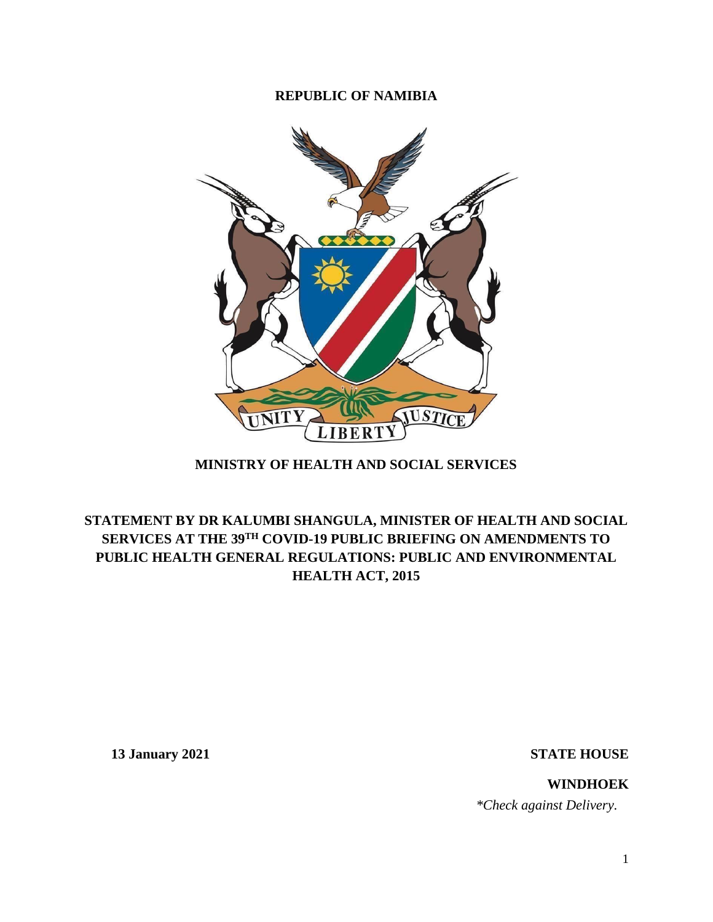**REPUBLIC OF NAMIBIA**

**MINISTRY OF HEALTH AND SOCIAL SERVICES**

# STATEMENT BY DR KALUMBI SHANGULA, MINISTER OF HEALTH AND SOCIAL SERVICES AT THE 39TH COVID-19 PUBLIC BRIEFING ON AMENDMENTS TO PUBLIC HEALTH GENERAL REGULATIONS: PUBLIC AND ENVIRONMENTAL HEALTH ACT, 2015

**13 January 2021**

**STATE HOUSE**

**WINDHOEK**

*\*Check against Delivery.*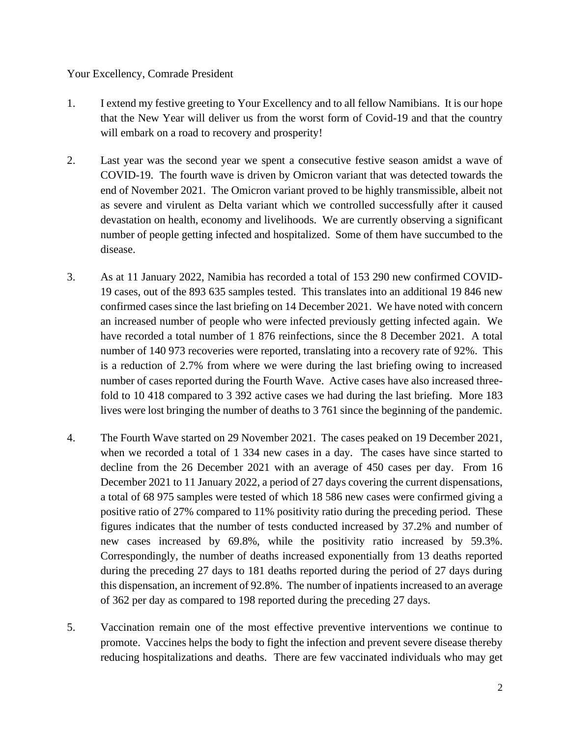Your Excellency, Comrade President

1. I extend my festive greeting to Your Excellency and to all fellow Namibians. It is our hope that the New Year will deliver us from the worst form of Covid-19 and that the country will embark on a road to recovery and prosperity!

2. Last year was the second year we spent a consecutive festive season amidst a wave of COVID-19. The fourth wave is driven by Omicron variant that was detected towards the end of November 2021. The Omicron variant proved to be highly transmissible, albeit not as severe and virulent as Delta variant which we controlled successfully after it caused devastation on health, economy and livelihoods. We are currently observing a significant number of people getting infected and hospitalized. Some of them have succumbed to the disease.

3. As at 11 January 2022, Namibia has recorded a total of 153 290 new confirmed COVID-19 cases, out of the 893 635 samples tested. This translates into an additional 19 846 new confirmed cases since the last briefing on 14 December 2021. We have noted with concern an increased number of people who were infected previously getting infected again. We have recorded a total number of 1 876 reinfections, since the 8 December 2021. A total number of 140 973 recoveries were reported, translating into a recovery rate of 92%. This is a reduction of 2.7% from where we were during the last briefing owing to increased number of cases reported during the Fourth Wave. Active cases have also increased three-fold to 10 418 compared to 3 392 active cases we had during the last briefing. More 183 lives were lost bringing the number of deaths to 3 761 since the beginning of the pandemic.

4. The Fourth Wave started on 29 November 2021. The cases peaked on 19 December 2021, when we recorded a total of 1 334 new cases in a day. The cases have since started to decline from the 26 December 2021 with an average of 450 cases per day. From 16 December 2021 to 11 January 2022, a period of 27 days covering the current dispensations, a total of 68 975 samples were tested of which 18 586 new cases were confirmed giving a positive ratio of 27% compared to 11% positivity ratio during the preceding period. These figures indicates that the number of tests conducted increased by 37.2% and number of new cases increased by 69.8%, while the positivity ratio increased by 59.3%. Correspondingly, the number of deaths increased exponentially from 13 deaths reported during the preceding 27 days to 181 deaths reported during the period of 27 days during this dispensation, an increment of 92.8%. The number of inpatients increased to an average of 362 per day as compared to 198 reported during the preceding 27 days.

5. Vaccination remain one of the most effective preventive interventions we continue to promote. Vaccines helps the body to fight the infection and prevent severe disease thereby reducing hospitalizations and deaths. There are few vaccinated individuals who may get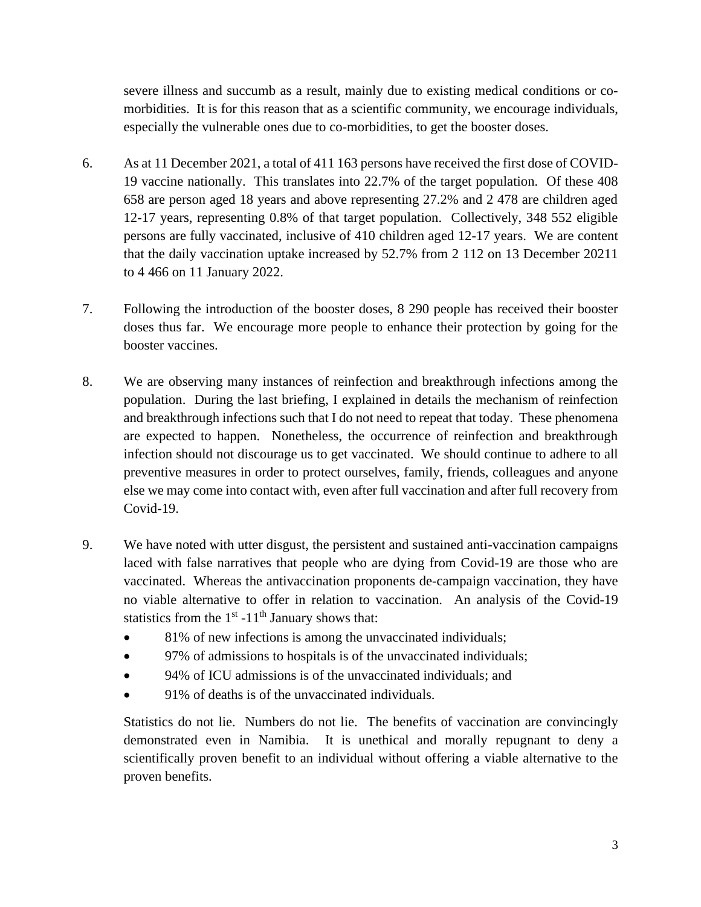severe illness and succumb as a result, mainly due to existing medical conditions or co-morbidities. It is for this reason that as a scientific community, we encourage individuals, especially the vulnerable ones due to co-morbidities, to get the booster doses.

6. As at 11 December 2021, a total of 411 163 persons have received the first dose of COVID-19 vaccine nationally. This translates into 22.7% of the target population. Of these 408 658 are person aged 18 years and above representing 27.2% and 2 478 are children aged 12-17 years, representing 0.8% of that target population. Collectively, 348 552 eligible persons are fully vaccinated, inclusive of 410 children aged 12-17 years. We are content that the daily vaccination uptake increased by 52.7% from 2 112 on 13 December 20211 to 4 466 on 11 January 2022.

7. Following the introduction of the booster doses, 8 290 people has received their booster doses thus far. We encourage more people to enhance their protection by going for the booster vaccines.

8. We are observing many instances of reinfection and breakthrough infections among the population. During the last briefing, I explained in details the mechanism of reinfection and breakthrough infections such that I do not need to repeat that today. These phenomena are expected to happen. Nonetheless, the occurrence of reinfection and breakthrough infection should not discourage us to get vaccinated. We should continue to adhere to all preventive measures in order to protect ourselves, family, friends, colleagues and anyone else we may come into contact with, even after full vaccination and after full recovery from Covid-19.

9. We have noted with utter disgust, the persistent and sustained anti-vaccination campaigns laced with false narratives that people who are dying from Covid-19 are those who are vaccinated. Whereas the antivaccination proponents de-campaign vaccination, they have no viable alternative to offer in relation to vaccination. An analysis of the Covid-19 statistics from the 1st -11th January shows that:

   - 81% of new infections is among the unvaccinated individuals;
   - 97% of admissions to hospitals is of the unvaccinated individuals;
   - 94% of ICU admissions is of the unvaccinated individuals; and
   - 91% of deaths is of the unvaccinated individuals.

   Statistics do not lie. Numbers do not lie. The benefits of vaccination are convincingly demonstrated even in Namibia. It is unethical and morally repugnant to deny a scientifically proven benefit to an individual without offering a viable alternative to the proven benefits.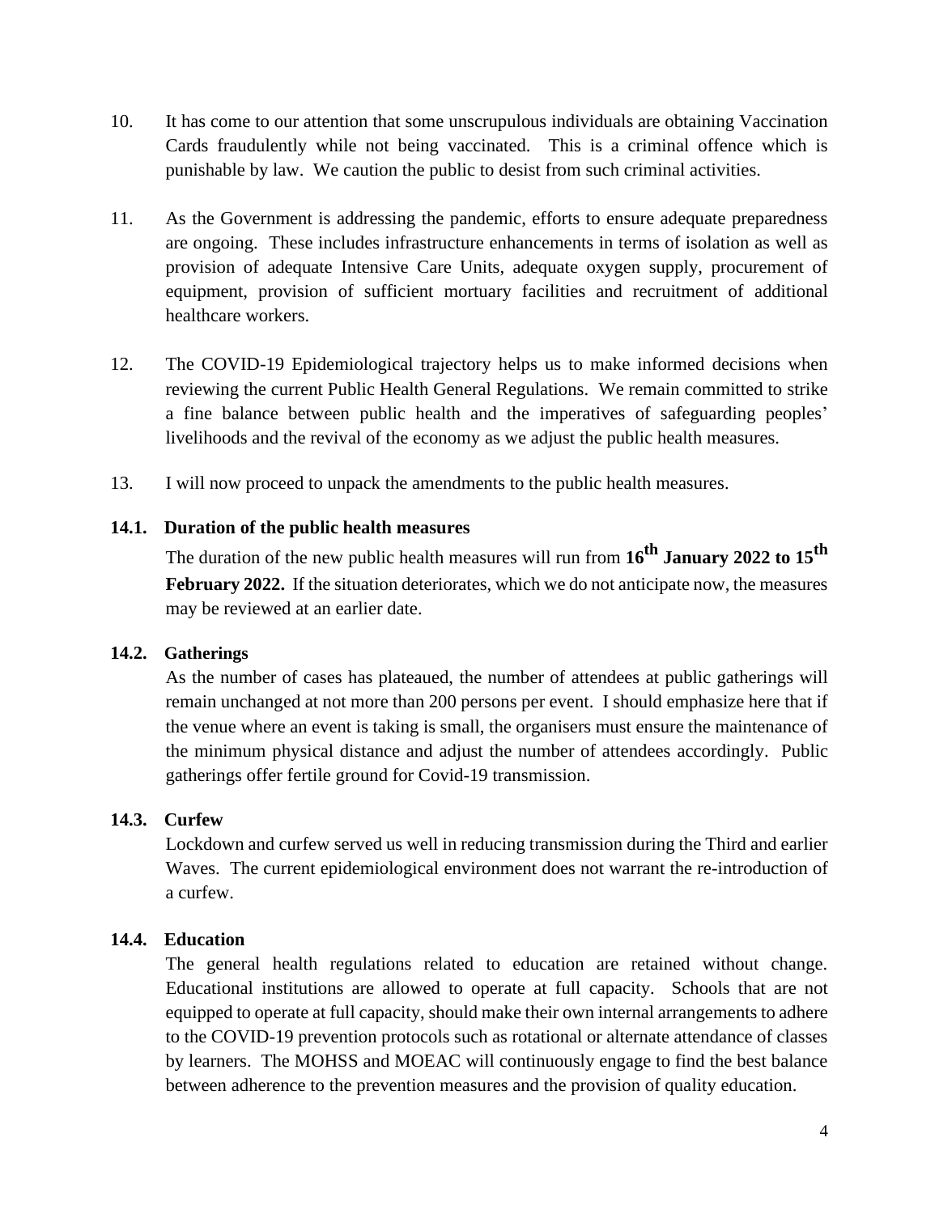10. It has come to our attention that some unscrupulous individuals are obtaining Vaccination Cards fraudulently while not being vaccinated. This is a criminal offence which is punishable by law. We caution the public to desist from such criminal activities.

11. As the Government is addressing the pandemic, efforts to ensure adequate preparedness are ongoing. These includes infrastructure enhancements in terms of isolation as well as provision of adequate Intensive Care Units, adequate oxygen supply, procurement of equipment, provision of sufficient mortuary facilities and recruitment of additional healthcare workers.

12. The COVID-19 Epidemiological trajectory helps us to make informed decisions when reviewing the current Public Health General Regulations. We remain committed to strike a fine balance between public health and the imperatives of safeguarding peoples' livelihoods and the revival of the economy as we adjust the public health measures.

13. I will now proceed to unpack the amendments to the public health measures.

**14.1. Duration of the public health measures**

The duration of the new public health measures will run from **16th January 2022 to 15th February 2022.** If the situation deteriorates, which we do not anticipate now, the measures may be reviewed at an earlier date.

**14.2. Gatherings**

As the number of cases has plateaued, the number of attendees at public gatherings will remain unchanged at not more than 200 persons per event. I should emphasize here that if the venue where an event is taking is small, the organisers must ensure the maintenance of the minimum physical distance and adjust the number of attendees accordingly. Public gatherings offer fertile ground for Covid-19 transmission.

**14.3. Curfew**

Lockdown and curfew served us well in reducing transmission during the Third and earlier Waves. The current epidemiological environment does not warrant the re-introduction of a curfew.

**14.4. Education**

The general health regulations related to education are retained without change. Educational institutions are allowed to operate at full capacity. Schools that are not equipped to operate at full capacity, should make their own internal arrangements to adhere to the COVID-19 prevention protocols such as rotational or alternate attendance of classes by learners. The MOHSS and MOEAC will continuously engage to find the best balance between adherence to the prevention measures and the provision of quality education.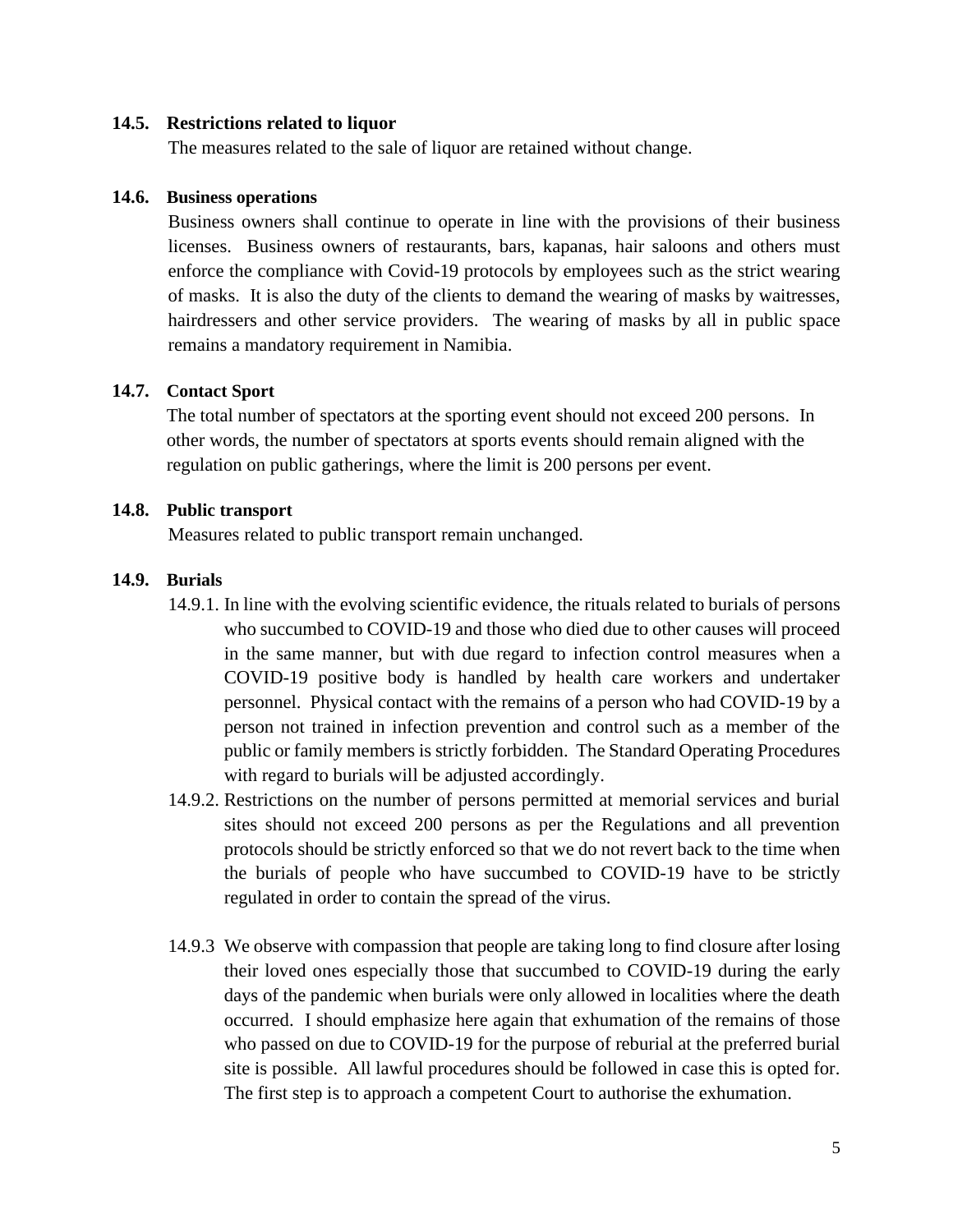**14.5. Restrictions related to liquor**

The measures related to the sale of liquor are retained without change.

**14.6. Business operations**

Business owners shall continue to operate in line with the provisions of their business licenses. Business owners of restaurants, bars, kapanas, hair saloons and others must enforce the compliance with Covid-19 protocols by employees such as the strict wearing of masks. It is also the duty of the clients to demand the wearing of masks by waitresses, hairdressers and other service providers. The wearing of masks by all in public space remains a mandatory requirement in Namibia.

**14.7. Contact Sport**

The total number of spectators at the sporting event should not exceed 200 persons. In other words, the number of spectators at sports events should remain aligned with the regulation on public gatherings, where the limit is 200 persons per event.

**14.8. Public transport**

Measures related to public transport remain unchanged.

**14.9. Burials**

14.9.1. In line with the evolving scientific evidence, the rituals related to burials of persons who succumbed to COVID-19 and those who died due to other causes will proceed in the same manner, but with due regard to infection control measures when a COVID-19 positive body is handled by health care workers and undertaker personnel. Physical contact with the remains of a person who had COVID-19 by a person not trained in infection prevention and control such as a member of the public or family members is strictly forbidden. The Standard Operating Procedures with regard to burials will be adjusted accordingly.

14.9.2. Restrictions on the number of persons permitted at memorial services and burial sites should not exceed 200 persons as per the Regulations and all prevention protocols should be strictly enforced so that we do not revert back to the time when the burials of people who have succumbed to COVID-19 have to be strictly regulated in order to contain the spread of the virus.

14.9.3 We observe with compassion that people are taking long to find closure after losing their loved ones especially those that succumbed to COVID-19 during the early days of the pandemic when burials were only allowed in localities where the death occurred. I should emphasize here again that exhumation of the remains of those who passed on due to COVID-19 for the purpose of reburial at the preferred burial site is possible. All lawful procedures should be followed in case this is opted for. The first step is to approach a competent Court to authorise the exhumation.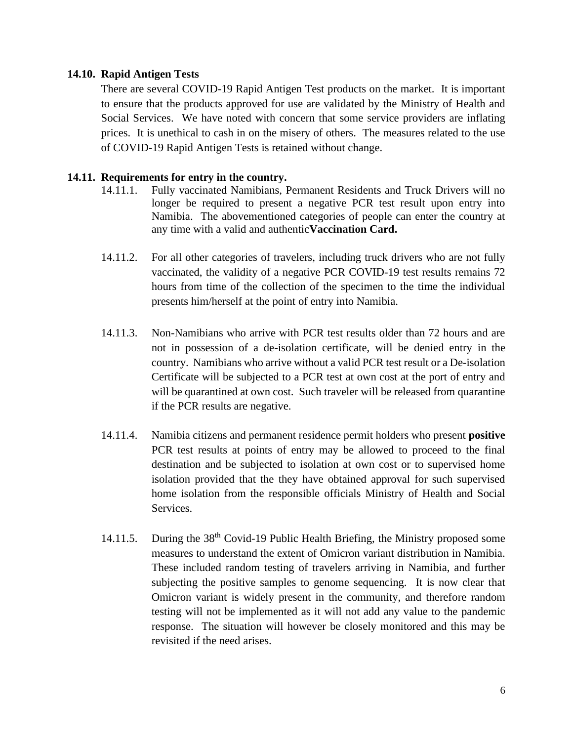### 14.10. Rapid Antigen Tests

There are several COVID-19 Rapid Antigen Test products on the market. It is important to ensure that the products approved for use are validated by the Ministry of Health and Social Services. We have noted with concern that some service providers are inflating prices. It is unethical to cash in on the misery of others. The measures related to the use of COVID-19 Rapid Antigen Tests is retained without change.

### 14.11. Requirements for entry in the country.

14.11.1. Fully vaccinated Namibians, Permanent Residents and Truck Drivers will no longer be required to present a negative PCR test result upon entry into Namibia. The abovementioned categories of people can enter the country at any time with a valid and authentic**Vaccination Card.**

14.11.2. For all other categories of travelers, including truck drivers who are not fully vaccinated, the validity of a negative PCR COVID-19 test results remains 72 hours from time of the collection of the specimen to the time the individual presents him/herself at the point of entry into Namibia.

14.11.3. Non-Namibians who arrive with PCR test results older than 72 hours and are not in possession of a de-isolation certificate, will be denied entry in the country. Namibians who arrive without a valid PCR test result or a De-isolation Certificate will be subjected to a PCR test at own cost at the port of entry and will be quarantined at own cost. Such traveler will be released from quarantine if the PCR results are negative.

14.11.4. Namibia citizens and permanent residence permit holders who present **positive** PCR test results at points of entry may be allowed to proceed to the final destination and be subjected to isolation at own cost or to supervised home isolation provided that the they have obtained approval for such supervised home isolation from the responsible officials Ministry of Health and Social Services.

14.11.5. During the 38th Covid-19 Public Health Briefing, the Ministry proposed some measures to understand the extent of Omicron variant distribution in Namibia. These included random testing of travelers arriving in Namibia, and further subjecting the positive samples to genome sequencing. It is now clear that Omicron variant is widely present in the community, and therefore random testing will not be implemented as it will not add any value to the pandemic response. The situation will however be closely monitored and this may be revisited if the need arises.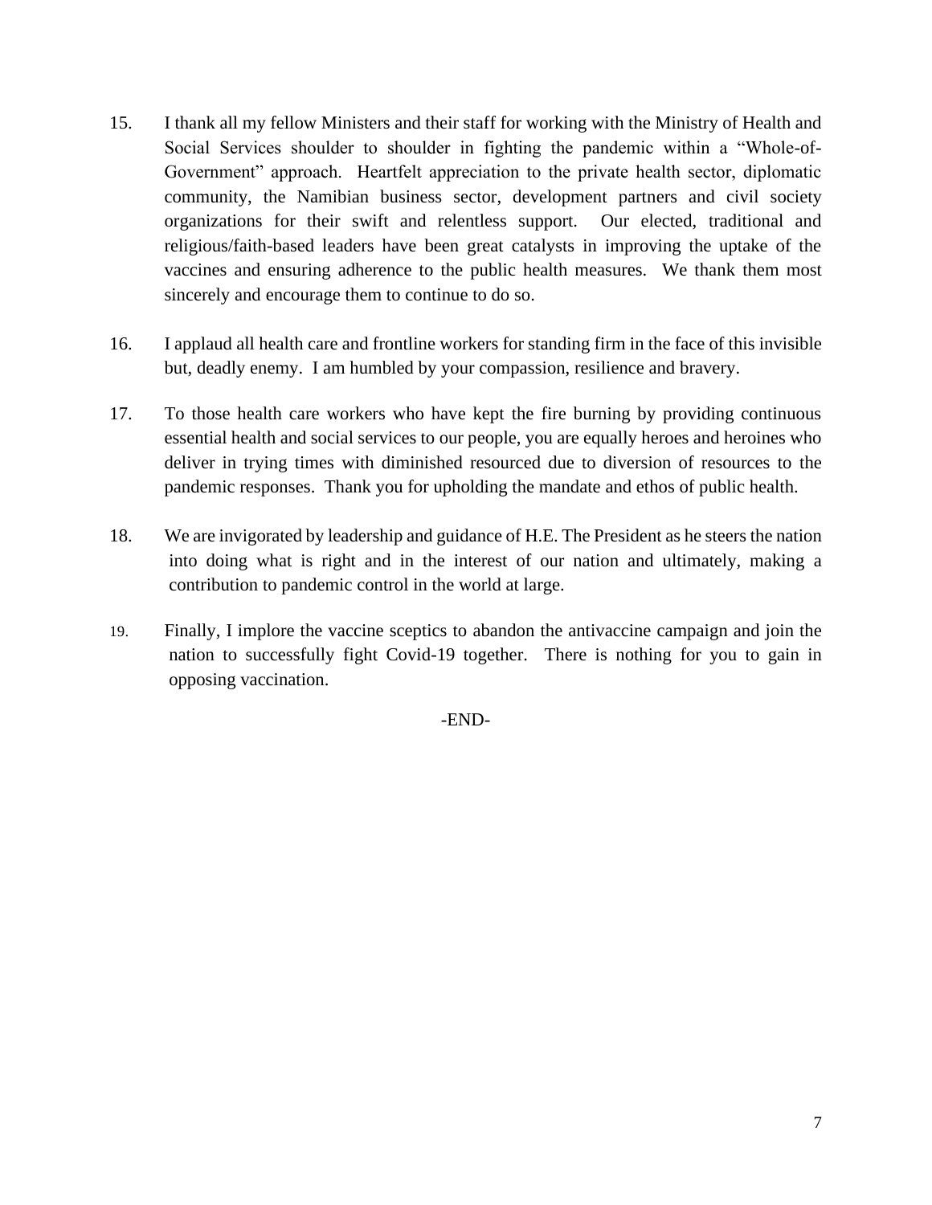15. I thank all my fellow Ministers and their staff for working with the Ministry of Health and Social Services shoulder to shoulder in fighting the pandemic within a "Whole-of-Government" approach. Heartfelt appreciation to the private health sector, diplomatic community, the Namibian business sector, development partners and civil society organizations for their swift and relentless support. Our elected, traditional and religious/faith-based leaders have been great catalysts in improving the uptake of the vaccines and ensuring adherence to the public health measures. We thank them most sincerely and encourage them to continue to do so.

16. I applaud all health care and frontline workers for standing firm in the face of this invisible but, deadly enemy. I am humbled by your compassion, resilience and bravery.

17. To those health care workers who have kept the fire burning by providing continuous essential health and social services to our people, you are equally heroes and heroines who deliver in trying times with diminished resourced due to diversion of resources to the pandemic responses. Thank you for upholding the mandate and ethos of public health.

18. We are invigorated by leadership and guidance of H.E. The President as he steers the nation into doing what is right and in the interest of our nation and ultimately, making a contribution to pandemic control in the world at large.

19. Finally, I implore the vaccine sceptics to abandon the antivaccine campaign and join the nation to successfully fight Covid-19 together. There is nothing for you to gain in opposing vaccination.

-END-